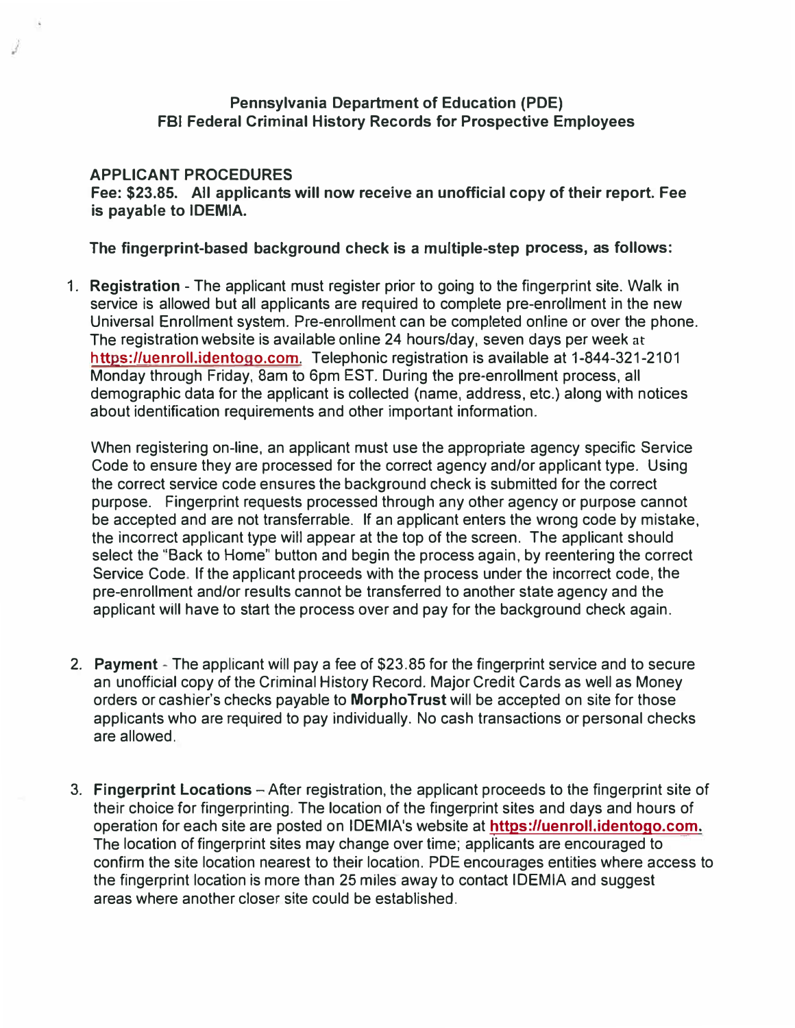# Pennsylvania Department of Education (PDE)
# FBI Federal Criminal History Records for Prospective Employees

## APPLICANT PROCEDURES

**Fee: $23.85. All applicants will now receive an unofficial copy of their report. Fee is payable to IDEMIA.**

**The fingerprint-based background check is a multiple-step process, as follows:**

1. **Registration** - The applicant must register prior to going to the fingerprint site. Walk in service is allowed but all applicants are required to complete pre-enrollment in the new Universal Enrollment system. Pre-enrollment can be completed online or over the phone. The registration website is available online 24 hours/day, seven days per week at https://uenroll.identogo.com. Telephonic registration is available at 1-844-321-2101 Monday through Friday, 8am to 6pm EST. During the pre-enrollment process, all demographic data for the applicant is collected (name, address, etc.) along with notices about identification requirements and other important information.

   When registering on-line, an applicant must use the appropriate agency specific Service Code to ensure they are processed for the correct agency and/or applicant type. Using the correct service code ensures the background check is submitted for the correct purpose. Fingerprint requests processed through any other agency or purpose cannot be accepted and are not transferrable. If an applicant enters the wrong code by mistake, the incorrect applicant type will appear at the top of the screen. The applicant should select the "Back to Home" button and begin the process again, by reentering the correct Service Code. If the applicant proceeds with the process under the incorrect code, the pre-enrollment and/or results cannot be transferred to another state agency and the applicant will have to start the process over and pay for the background check again.

2. **Payment** - The applicant will pay a fee of $23.85 for the fingerprint service and to secure an unofficial copy of the Criminal History Record. Major Credit Cards as well as Money orders or cashier's checks payable to **MorphoTrust** will be accepted on site for those applicants who are required to pay individually. No cash transactions or personal checks are allowed.

3. **Fingerprint Locations** – After registration, the applicant proceeds to the fingerprint site of their choice for fingerprinting. The location of the fingerprint sites and days and hours of operation for each site are posted on IDEMIA's website at **https://uenroll.identogo.com.** The location of fingerprint sites may change over time; applicants are encouraged to confirm the site location nearest to their location. PDE encourages entities where access to the fingerprint location is more than 25 miles away to contact IDEMIA and suggest areas where another closer site could be established.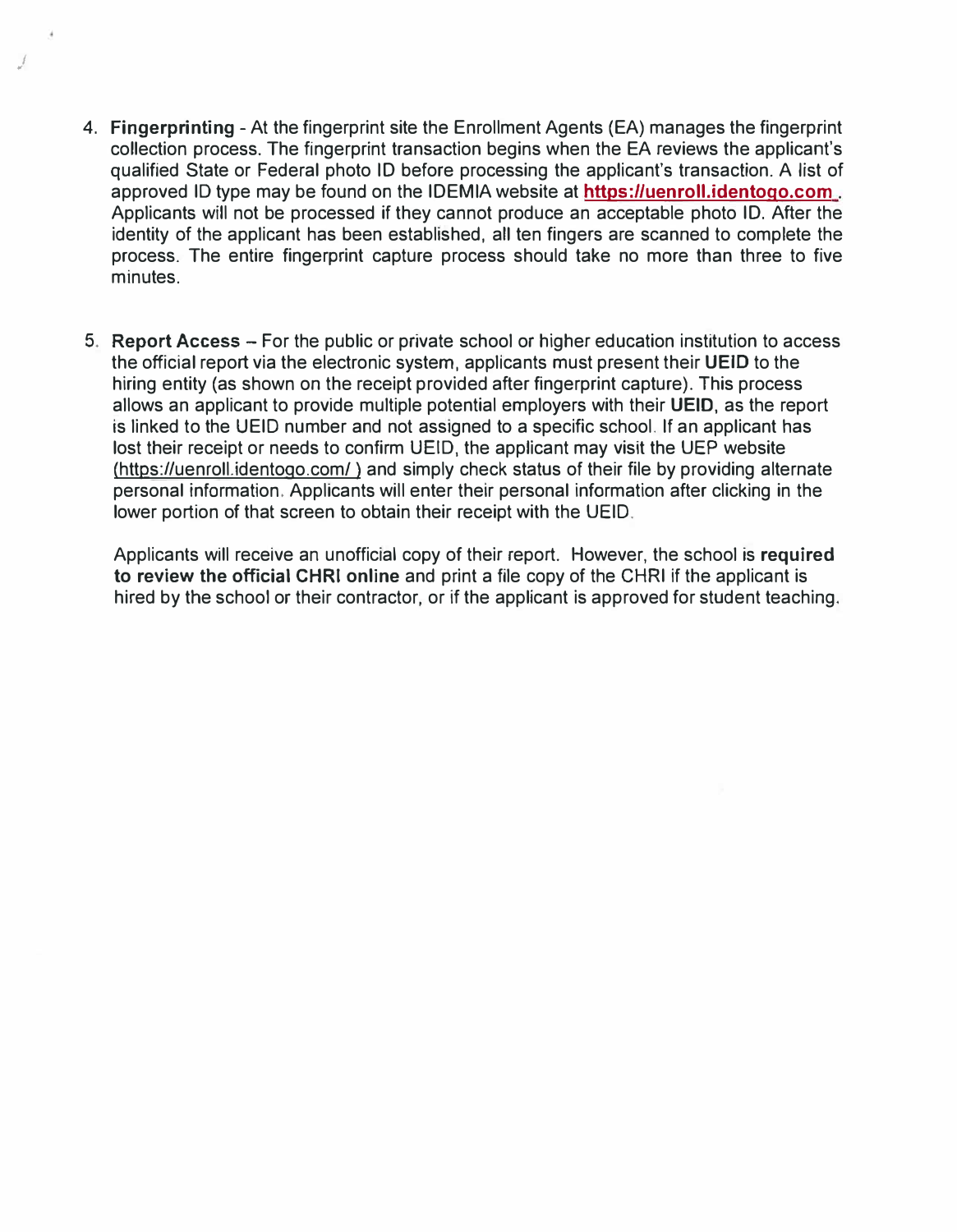4. **Fingerprinting** - At the fingerprint site the Enrollment Agents (EA) manages the fingerprint collection process. The fingerprint transaction begins when the EA reviews the applicant's qualified State or Federal photo ID before processing the applicant's transaction. A list of approved ID type may be found on the IDEMIA website at **https://uenroll.identogo.com** . Applicants will not be processed if they cannot produce an acceptable photo ID. After the identity of the applicant has been established, all ten fingers are scanned to complete the process. The entire fingerprint capture process should take no more than three to five minutes.

5. **Report Access** – For the public or private school or higher education institution to access the official report via the electronic system, applicants must present their **UEID** to the hiring entity (as shown on the receipt provided after fingerprint capture). This process allows an applicant to provide multiple potential employers with their **UEID**, as the report is linked to the UEID number and not assigned to a specific school. If an applicant has lost their receipt or needs to confirm UEID, the applicant may visit the UEP website (https://uenroll.identogo.com/ ) and simply check status of their file by providing alternate personal information. Applicants will enter their personal information after clicking in the lower portion of that screen to obtain their receipt with the UEID.

   Applicants will receive an unofficial copy of their report. However, the school is **required to review the official CHRI online** and print a file copy of the CHRI if the applicant is hired by the school or their contractor, or if the applicant is approved for student teaching.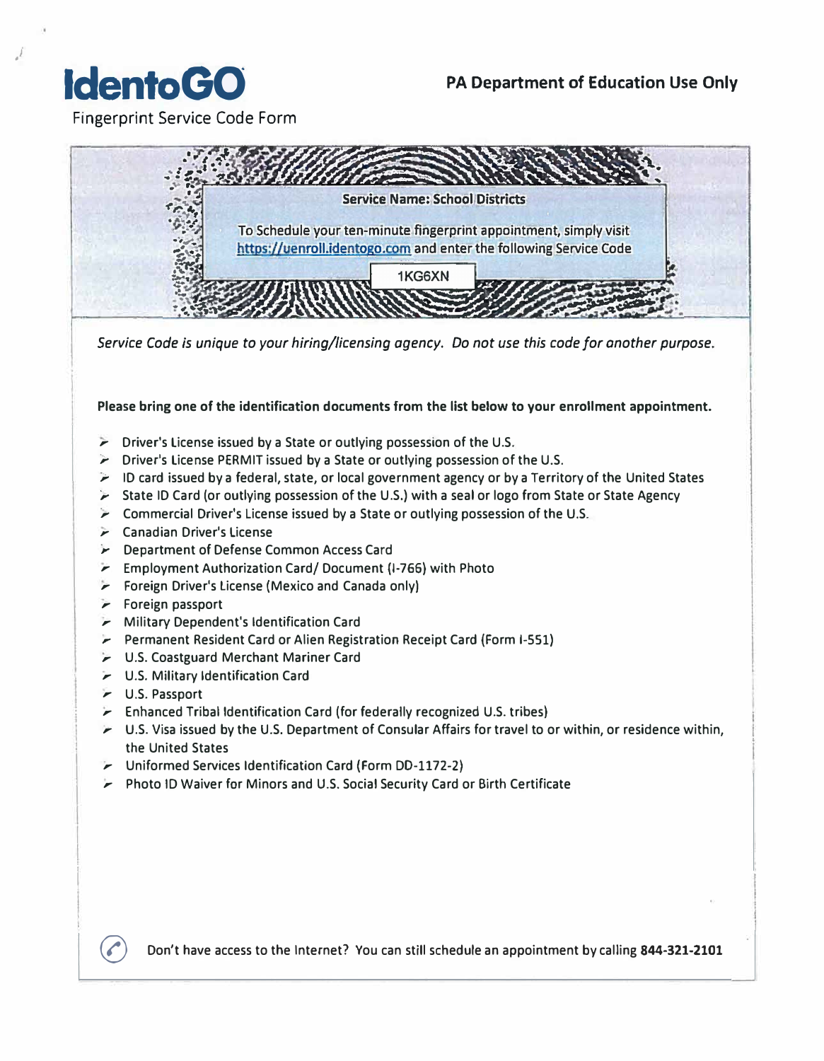# IdentoGO

Fingerprint Service Code Form

**PA Department of Education Use Only**

**Service Name: School Districts**

To Schedule your ten-minute fingerprint appointment, simply visit https://uenroll.identogo.com and enter the following Service Code

**1KG6XN**

*Service Code is unique to your hiring/licensing agency. Do not use this code for another purpose.*

**Please bring one of the identification documents from the list below to your enrollment appointment.**

- Driver's License issued by a State or outlying possession of the U.S.
- Driver's License PERMIT issued by a State or outlying possession of the U.S.
- ID card issued by a federal, state, or local government agency or by a Territory of the United States
- State ID Card (or outlying possession of the U.S.) with a seal or logo from State or State Agency
- Commercial Driver's License issued by a State or outlying possession of the U.S.
- Canadian Driver's License
- Department of Defense Common Access Card
- Employment Authorization Card/ Document (I-766) with Photo
- Foreign Driver's License (Mexico and Canada only)
- Foreign passport
- Military Dependent's Identification Card
- Permanent Resident Card or Alien Registration Receipt Card (Form I-551)
- U.S. Coastguard Merchant Mariner Card
- U.S. Military Identification Card
- U.S. Passport
- Enhanced Tribal Identification Card (for federally recognized U.S. tribes)
- U.S. Visa issued by the U.S. Department of Consular Affairs for travel to or within, or residence within, the United States
- Uniformed Services Identification Card (Form DD-1172-2)
- Photo ID Waiver for Minors and U.S. Social Security Card or Birth Certificate

Don't have access to the Internet? You can still schedule an appointment by calling **844-321-2101**